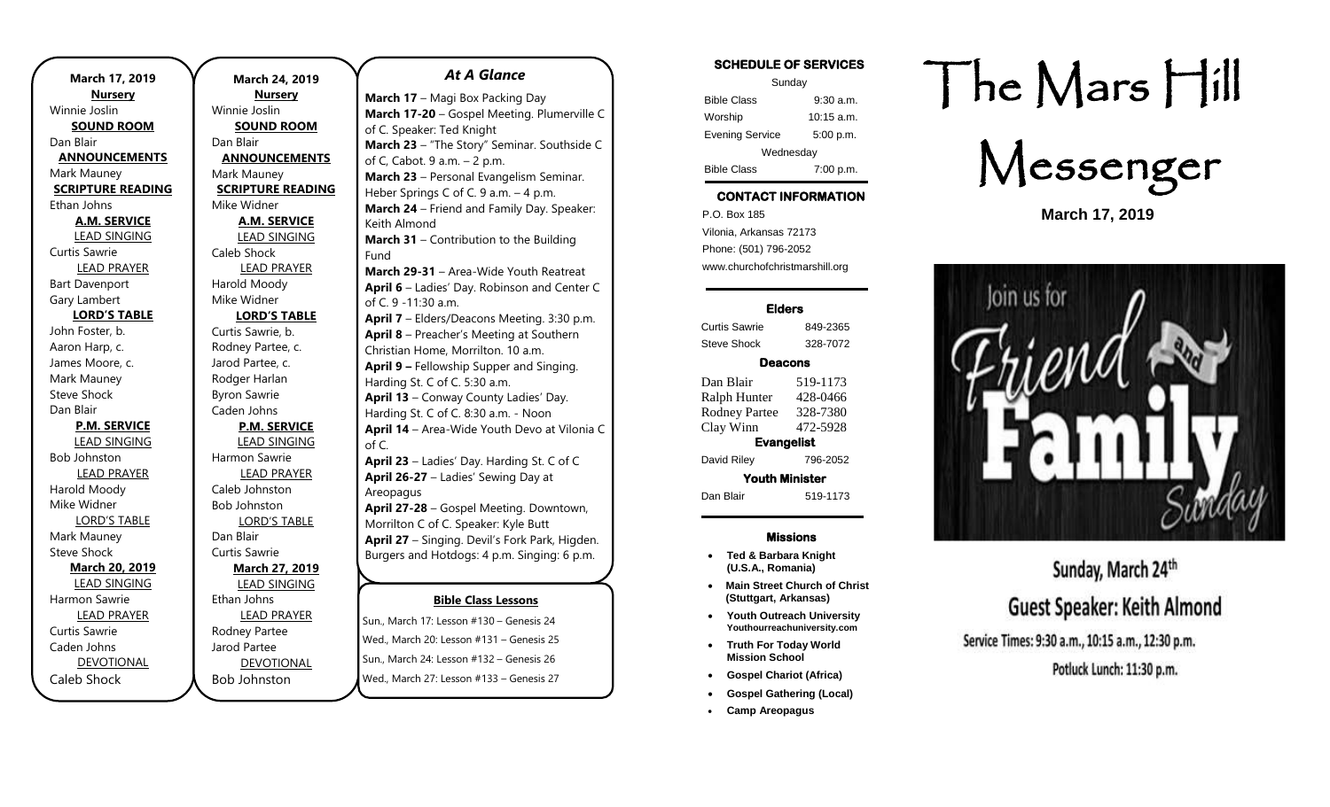**March 17, 2019**

**Nursery**

Winnie Joslin

**SOUND ROOM**

Dan Blair

**ANNOUNCEMENTS**

Mark Mauney

**SCRIPTURE READING**

Ethan Johns

**A.M. SERVICE**

LEAD SINGING

Curtis Sawrie

LEAD PRAYER

Bart Davenport

Gary Lambert

**LORD'S TABLE**

John Foster, b.

Aaron Harp, c.

James Moore, c.

Mark Mauney

Steve Shock

Dan Blair

**P.M. SERVICE**

LEAD SINGING

Bob Johnston

LEAD PRAYER

Harold Moody

Mike Widner

LORD'S TABLE

Mark Mauney

Steve Shock

**March 20, 2019**

LEAD SINGING

Harmon Sawrie

LEAD PRAYER

Curtis Sawrie

Caden Johns

DEVOTIONAL

Caleb Shock

**March 24, 2019**

**Nursery**

Winnie Joslin

**SOUND ROOM**

Dan Blair

**ANNOUNCEMENTS**

Mark Mauney

**SCRIPTURE READING**

Mike Widner

**A.M. SERVICE**

LEAD SINGING

Caleb Shock

LEAD PRAYER

Harold Moody

Mike Widner

**LORD'S TABLE**

Curtis Sawrie, b.

Rodney Partee, c.

Jarod Partee, c.

Rodger Harlan

Byron Sawrie

Caden Johns

**P.M. SERVICE**

LEAD SINGING

Harmon Sawrie

LEAD PRAYER

Caleb Johnston

Bob Johnston

LORD'S TABLE

Dan Blair

Curtis Sawrie

**March 27, 2019**

LEAD SINGING

Ethan Johns

LEAD PRAYER

Rodney Partee

Jarod Partee

DEVOTIONAL

Bob Johnston

## *At A Glance*

**March 17** – Magi Box Packing Day

**March 17-20** – Gospel Meeting. Plumerville C of C. Speaker: Ted Knight

**March 23** – "The Story" Seminar. Southside C of C, Cabot. 9 a.m. – 2 p.m.

**March 23** – Personal Evangelism Seminar. Heber Springs C of C. 9 a.m. – 4 p.m.

**March 24** – Friend and Family Day. Speaker: Keith Almond

**March 31** – Contribution to the Building Fund

**March 29-31** – Area-Wide Youth Reatreat

**April 6** – Ladies' Day. Robinson and Center C of C. 9 -11:30 a.m.

**April 7** – Elders/Deacons Meeting. 3:30 p.m.

**April 8** – Preacher's Meeting at Southern Christian Home, Morrilton. 10 a.m.

**April 9 –** Fellowship Supper and Singing. Harding St. C of C. 5:30 a.m.

**April 13** – Conway County Ladies' Day. Harding St. C of C. 8:30 a.m. - Noon

**April 14** – Area-Wide Youth Devo at Vilonia C of C.

**April 23** – Ladies' Day. Harding St. C of C

**April 26-27** – Ladies' Sewing Day at Areopagus

**April 27-28** – Gospel Meeting. Downtown, Morrilton C of C. Speaker: Kyle Butt

**April 27** – Singing. Devil's Fork Park, Higden. Burgers and Hotdogs: 4 p.m. Singing: 6 p.m.

**Bible Class Lessons**

Sun., March 17: Lesson #130 – Genesis 24

Wed., March 20: Lesson #131 – Genesis 25

Sun., March 24: Lesson #132 – Genesis 26

Wed., March 27: Lesson #133 – Genesis 27

**SCHEDULE OF SERVICES**

| Sunday | |
|---|---|
| Bible Class | 9:30 a.m. |
| Worship | 10:15 a.m. |
| Evening Service | 5:00 p.m. |
| Wednesday | |
| Bible Class | 7:00 p.m. |

**CONTACT INFORMATION**

P.O. Box 185

Vilonia, Arkansas 72173

Phone: (501) 796-2052

www.churchofchristmarshill.org

**Elders**

| | |
|---|---|
| Curtis Sawrie | 849-2365 |
| Steve Shock | 328-7072 |

**Deacons**

| | |
|---|---|
| Dan Blair | 519-1173 |
| Ralph Hunter | 428-0466 |
| Rodney Partee | 328-7380 |
| Clay Winn | 472-5928 |

**Evangelist**

| | |
|---|---|
| David Riley | 796-2052 |

**Youth Minister**

| | |
|---|---|
| Dan Blair | 519-1173 |

**Missions**

- **Ted & Barbara Knight (U.S.A., Romania)**
- **Main Street Church of Christ (Stuttgart, Arkansas)**
- **Youth Outreach University** **Youthourreachuniversity.com**
- **Truth For Today World Mission School**
- **Gospel Chariot (Africa)**
- **Gospel Gathering (Local)**
- **Camp Areopagus**

# The Mars Hill Messenger

**March 17, 2019**

Join us for Friend and Family Sunday

Sunday, March 24th

Guest Speaker: Keith Almond

Service Times: 9:30 a.m., 10:15 a.m., 12:30 p.m.

Potluck Lunch: 11:30 p.m.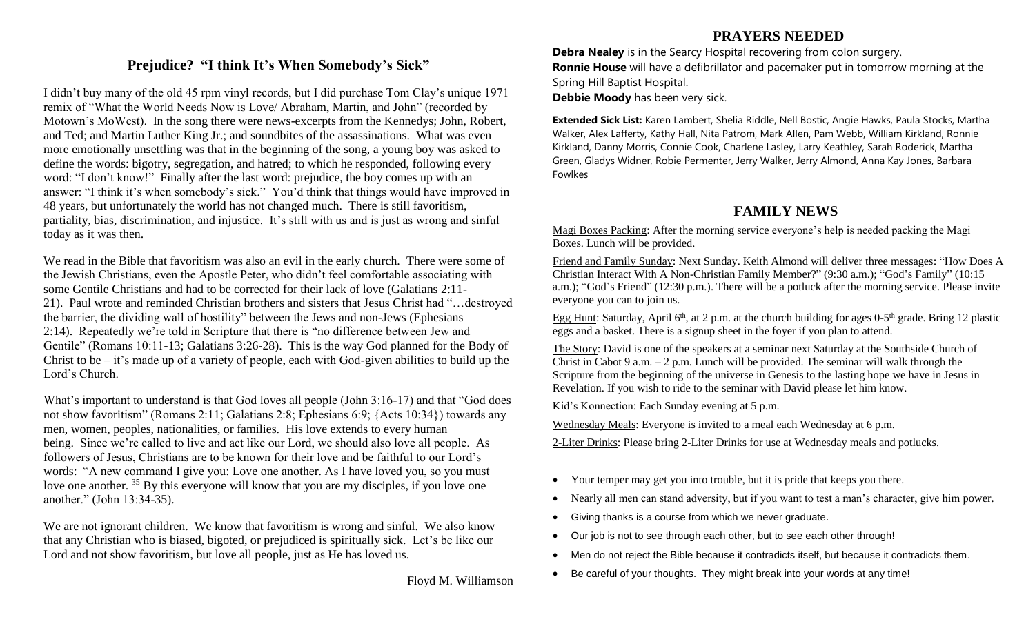## Prejudice? "I think It's When Somebody's Sick"

I didn't buy many of the old 45 rpm vinyl records, but I did purchase Tom Clay's unique 1971 remix of "What the World Needs Now is Love/ Abraham, Martin, and John" (recorded by Motown's MoWest). In the song there were news-excerpts from the Kennedys; John, Robert, and Ted; and Martin Luther King Jr.; and soundbites of the assassinations. What was even more emotionally unsettling was that in the beginning of the song, a young boy was asked to define the words: bigotry, segregation, and hatred; to which he responded, following every word: "I don't know!" Finally after the last word: prejudice, the boy comes up with an answer: "I think it's when somebody's sick." You'd think that things would have improved in 48 years, but unfortunately the world has not changed much. There is still favoritism, partiality, bias, discrimination, and injustice. It's still with us and is just as wrong and sinful today as it was then.

We read in the Bible that favoritism was also an evil in the early church. There were some of the Jewish Christians, even the Apostle Peter, who didn't feel comfortable associating with some Gentile Christians and had to be corrected for their lack of love (Galatians 2:11-21). Paul wrote and reminded Christian brothers and sisters that Jesus Christ had "…destroyed the barrier, the dividing wall of hostility" between the Jews and non-Jews (Ephesians 2:14). Repeatedly we're told in Scripture that there is "no difference between Jew and Gentile" (Romans 10:11-13; Galatians 3:26-28). This is the way God planned for the Body of Christ to be – it's made up of a variety of people, each with God-given abilities to build up the Lord's Church.

What's important to understand is that God loves all people (John 3:16-17) and that "God does not show favoritism" (Romans 2:11; Galatians 2:8; Ephesians 6:9; {Acts 10:34}) towards any men, women, peoples, nationalities, or families. His love extends to every human being. Since we're called to live and act like our Lord, we should also love all people. As followers of Jesus, Christians are to be known for their love and be faithful to our Lord's words: "A new command I give you: Love one another. As I have loved you, so you must love one another. [35] By this everyone will know that you are my disciples, if you love one another." (John 13:34-35).

We are not ignorant children. We know that favoritism is wrong and sinful. We also know that any Christian who is biased, bigoted, or prejudiced is spiritually sick. Let's be like our Lord and not show favoritism, but love all people, just as He has loved us.

Floyd M. Williamson

## PRAYERS NEEDED

**Debra Nealey** is in the Searcy Hospital recovering from colon surgery.
**Ronnie House** will have a defibrillator and pacemaker put in tomorrow morning at the Spring Hill Baptist Hospital.
**Debbie Moody** has been very sick.

**Extended Sick List:** Karen Lambert, Shelia Riddle, Nell Bostic, Angie Hawks, Paula Stocks, Martha Walker, Alex Lafferty, Kathy Hall, Nita Patrom, Mark Allen, Pam Webb, William Kirkland, Ronnie Kirkland, Danny Morris, Connie Cook, Charlene Lasley, Larry Keathley, Sarah Roderick, Martha Green, Gladys Widner, Robie Permenter, Jerry Walker, Jerry Almond, Anna Kay Jones, Barbara Fowlkes

## FAMILY NEWS

Magi Boxes Packing: After the morning service everyone's help is needed packing the Magi Boxes. Lunch will be provided.

Friend and Family Sunday: Next Sunday. Keith Almond will deliver three messages: "How Does A Christian Interact With A Non-Christian Family Member?" (9:30 a.m.); "God's Family" (10:15 a.m.); "God's Friend" (12:30 p.m.). There will be a potluck after the morning service. Please invite everyone you can to join us.

Egg Hunt: Saturday, April 6th, at 2 p.m. at the church building for ages 0-5th grade. Bring 12 plastic eggs and a basket. There is a signup sheet in the foyer if you plan to attend.

The Story: David is one of the speakers at a seminar next Saturday at the Southside Church of Christ in Cabot 9 a.m. – 2 p.m. Lunch will be provided. The seminar will walk through the Scripture from the beginning of the universe in Genesis to the lasting hope we have in Jesus in Revelation. If you wish to ride to the seminar with David please let him know.

Kid's Konnection: Each Sunday evening at 5 p.m.

Wednesday Meals: Everyone is invited to a meal each Wednesday at 6 p.m.

2-Liter Drinks: Please bring 2-Liter Drinks for use at Wednesday meals and potlucks.

- Your temper may get you into trouble, but it is pride that keeps you there.
- Nearly all men can stand adversity, but if you want to test a man's character, give him power.
- Giving thanks is a course from which we never graduate.
- Our job is not to see through each other, but to see each other through!
- Men do not reject the Bible because it contradicts itself, but because it contradicts them.
- Be careful of your thoughts. They might break into your words at any time!